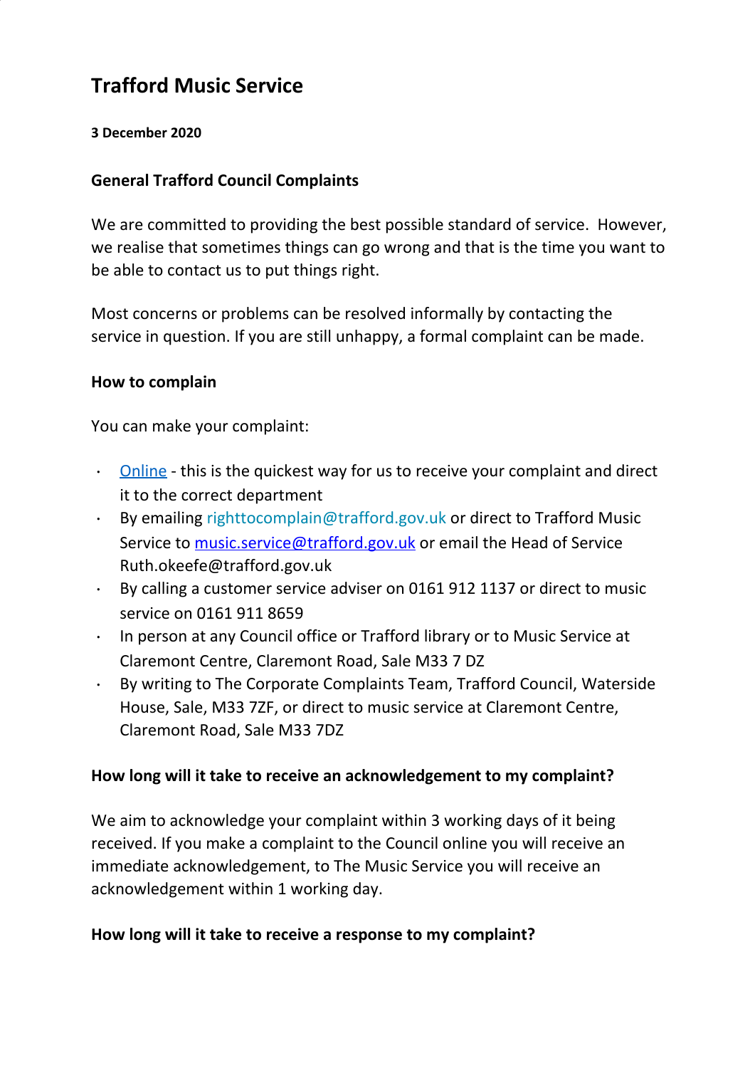# Trafford Music Service

**3 December 2020**

## General Trafford Council Complaints

We are committed to providing the best possible standard of service. However, we realise that sometimes things can go wrong and that is the time you want to be able to contact us to put things right.

Most concerns or problems can be resolved informally by contacting the service in question. If you are still unhappy, a formal complaint can be made.

### How to complain

You can make your complaint:

- Online - this is the quickest way for us to receive your complaint and direct it to the correct department
- By emailing righttocomplain@trafford.gov.uk or direct to Trafford Music Service to music.service@trafford.gov.uk or email the Head of Service Ruth.okeefe@trafford.gov.uk
- By calling a customer service adviser on 0161 912 1137 or direct to music service on 0161 911 8659
- In person at any Council office or Trafford library or to Music Service at Claremont Centre, Claremont Road, Sale M33 7 DZ
- By writing to The Corporate Complaints Team, Trafford Council, Waterside House, Sale, M33 7ZF, or direct to music service at Claremont Centre, Claremont Road, Sale M33 7DZ

### How long will it take to receive an acknowledgement to my complaint?

We aim to acknowledge your complaint within 3 working days of it being received. If you make a complaint to the Council online you will receive an immediate acknowledgement, to The Music Service you will receive an acknowledgement within 1 working day.

### How long will it take to receive a response to my complaint?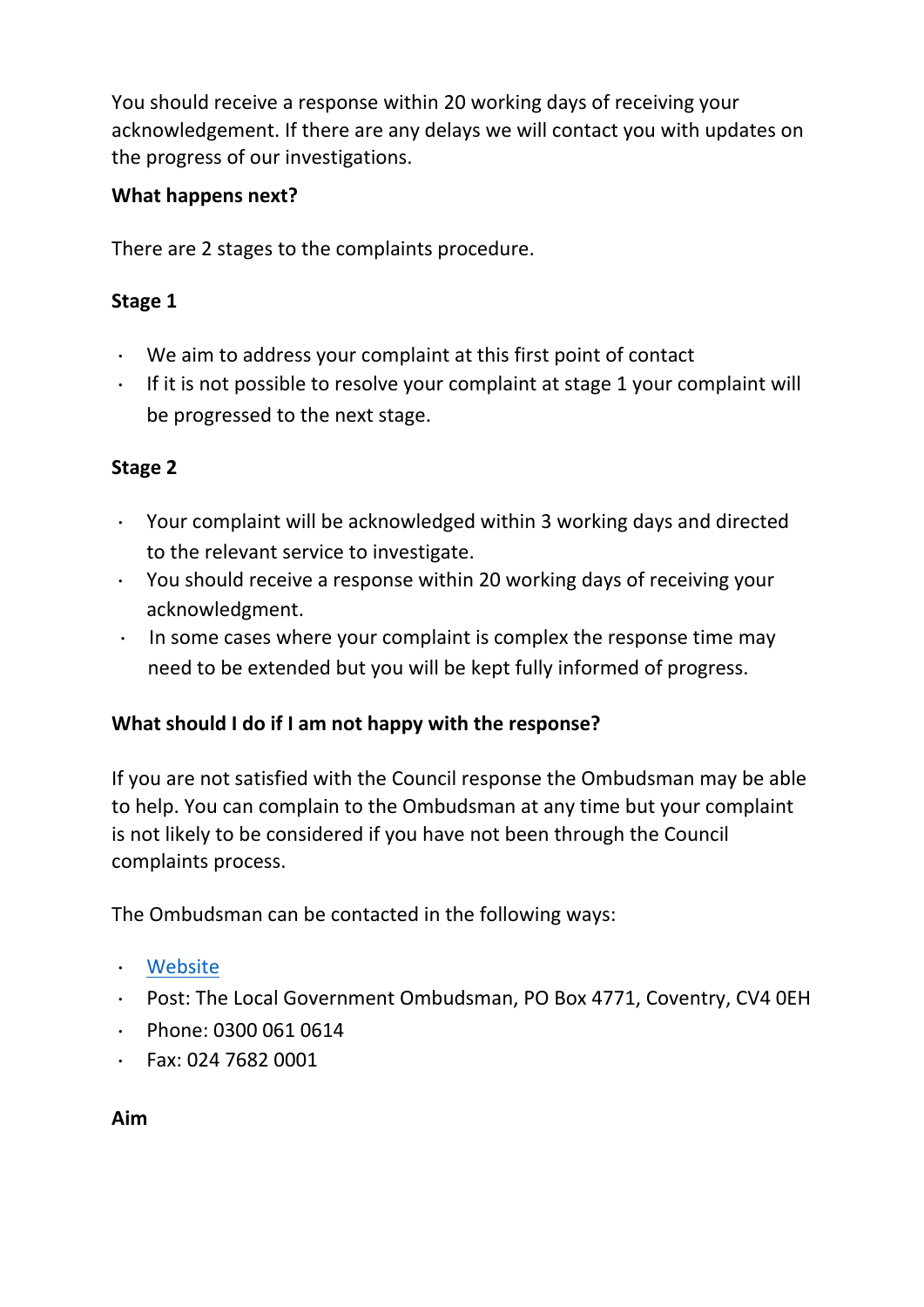You should receive a response within 20 working days of receiving your acknowledgement. If there are any delays we will contact you with updates on the progress of our investigations.

**What happens next?**

There are 2 stages to the complaints procedure.

**Stage 1**

- We aim to address your complaint at this first point of contact
- If it is not possible to resolve your complaint at stage 1 your complaint will be progressed to the next stage.

**Stage 2**

- Your complaint will be acknowledged within 3 working days and directed to the relevant service to investigate.
- You should receive a response within 20 working days of receiving your acknowledgment.
- In some cases where your complaint is complex the response time may need to be extended but you will be kept fully informed of progress.

**What should I do if I am not happy with the response?**

If you are not satisfied with the Council response the Ombudsman may be able to help. You can complain to the Ombudsman at any time but your complaint is not likely to be considered if you have not been through the Council complaints process.

The Ombudsman can be contacted in the following ways:

- Website
- Post: The Local Government Ombudsman, PO Box 4771, Coventry, CV4 0EH
- Phone: 0300 061 0614
- Fax: 024 7682 0001

**Aim**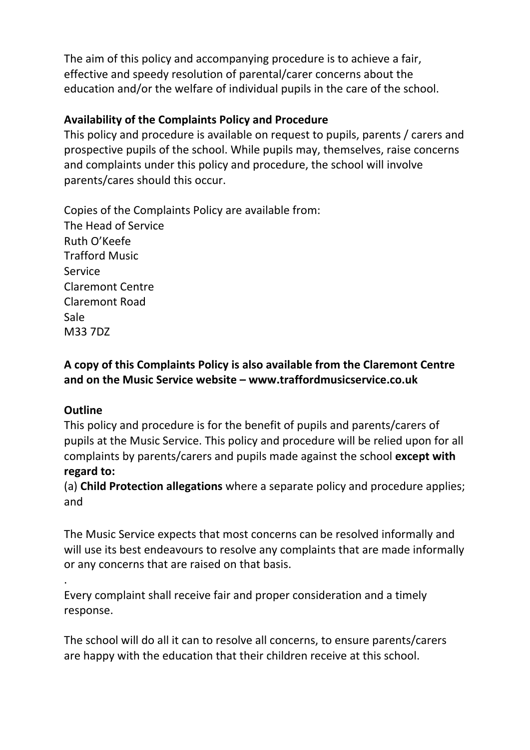The aim of this policy and accompanying procedure is to achieve a fair, effective and speedy resolution of parental/carer concerns about the education and/or the welfare of individual pupils in the care of the school.

**Availability of the Complaints Policy and Procedure**

This policy and procedure is available on request to pupils, parents / carers and prospective pupils of the school. While pupils may, themselves, raise concerns and complaints under this policy and procedure, the school will involve parents/cares should this occur.

Copies of the Complaints Policy are available from:
The Head of Service
Ruth O'Keefe
Trafford Music
Service
Claremont Centre
Claremont Road
Sale
M33 7DZ

**A copy of this Complaints Policy is also available from the Claremont Centre and on the Music Service website – www.traffordmusicservice.co.uk**

**Outline**

This policy and procedure is for the benefit of pupils and parents/carers of pupils at the Music Service. This policy and procedure will be relied upon for all complaints by parents/carers and pupils made against the school **except with regard to:**

(a) **Child Protection allegations** where a separate policy and procedure applies; and

The Music Service expects that most concerns can be resolved informally and will use its best endeavours to resolve any complaints that are made informally or any concerns that are raised on that basis.

.

Every complaint shall receive fair and proper consideration and a timely response.

The school will do all it can to resolve all concerns, to ensure parents/carers are happy with the education that their children receive at this school.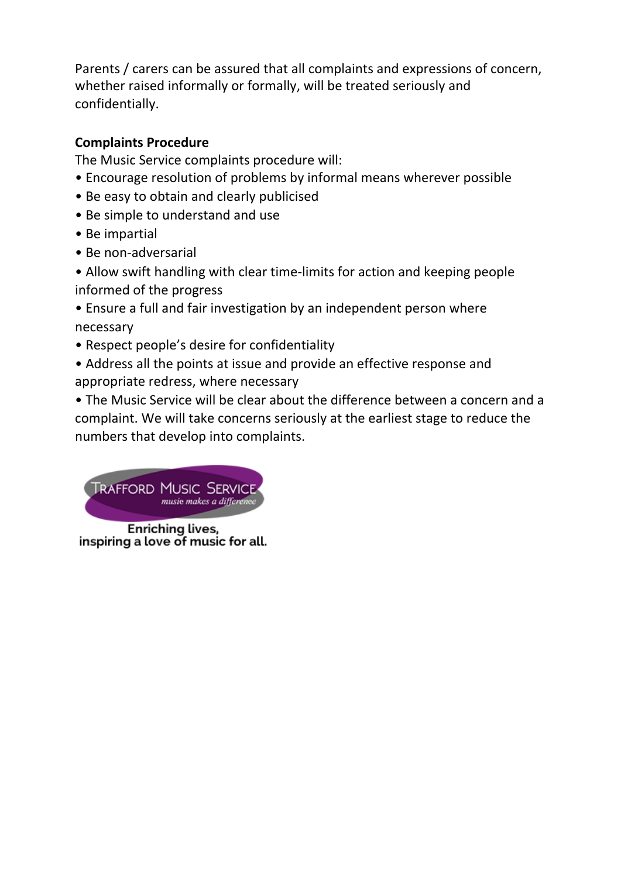Parents / carers can be assured that all complaints and expressions of concern, whether raised informally or formally, will be treated seriously and confidentially.

**Complaints Procedure**

The Music Service complaints procedure will:

- Encourage resolution of problems by informal means wherever possible
- Be easy to obtain and clearly publicised
- Be simple to understand and use
- Be impartial
- Be non-adversarial
- Allow swift handling with clear time-limits for action and keeping people informed of the progress
- Ensure a full and fair investigation by an independent person where necessary
- Respect people's desire for confidentiality
- Address all the points at issue and provide an effective response and appropriate redress, where necessary
- The Music Service will be clear about the difference between a concern and a complaint. We will take concerns seriously at the earliest stage to reduce the numbers that develop into complaints.

Trafford Music Service
*music makes a difference*

Enriching lives,
inspiring a love of music for all.